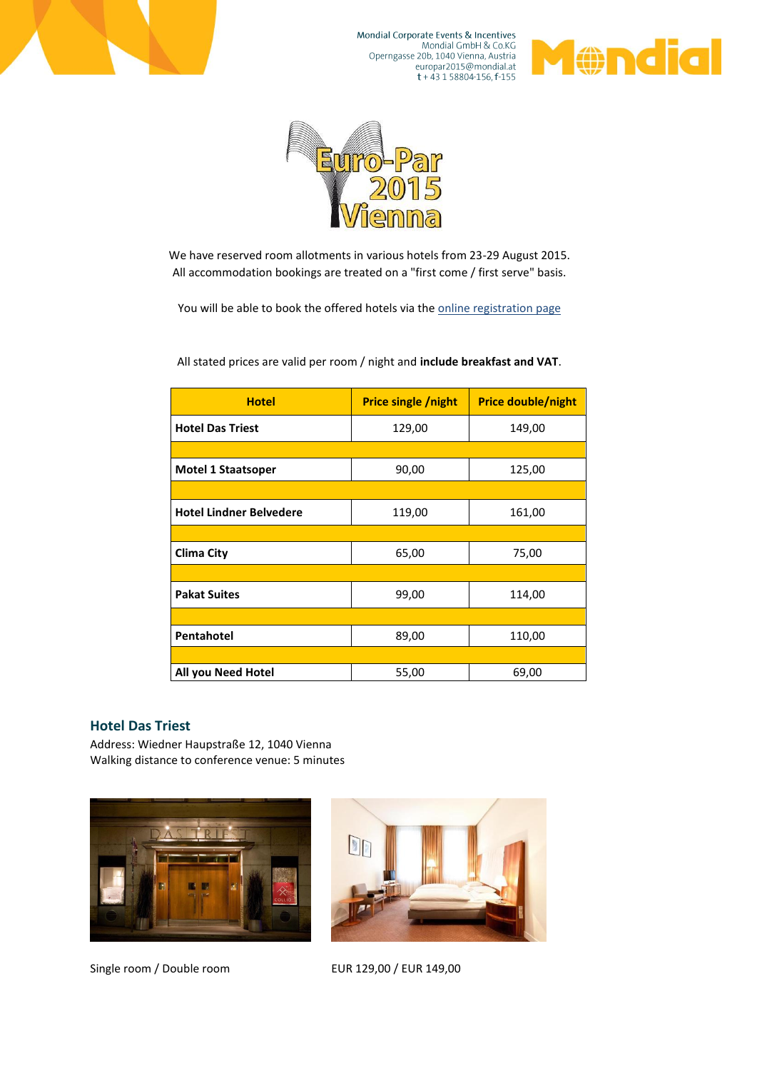Mondial Corporate Events & Incentives
Mondial GmbH & Co.KG
Operngasse 20b, 1040 Vienna, Austria
europar2015@mondial.at
t + 43 1 58804-156, f-155

We have reserved room allotments in various hotels from 23-29 August 2015.
All accommodation bookings are treated on a "first come / first serve" basis.

You will be able to book the offered hotels via the online registration page

All stated prices are valid per room / night and **include breakfast and VAT**.

| Hotel | Price single /night | Price double/night |
|---|---|---|
| **Hotel Das Triest** | 129,00 | 149,00 |
| **Motel 1 Staatsoper** | 90,00 | 125,00 |
| **Hotel Lindner Belvedere** | 119,00 | 161,00 |
| **Clima City** | 65,00 | 75,00 |
| **Pakat Suites** | 99,00 | 114,00 |
| **Pentahotel** | 89,00 | 110,00 |
| **All you Need Hotel** | 55,00 | 69,00 |

## Hotel Das Triest

Address: Wiedner Hauptstraße 12, 1040 Vienna
Walking distance to conference venue: 5 minutes

Single room / Double room EUR 129,00 / EUR 149,00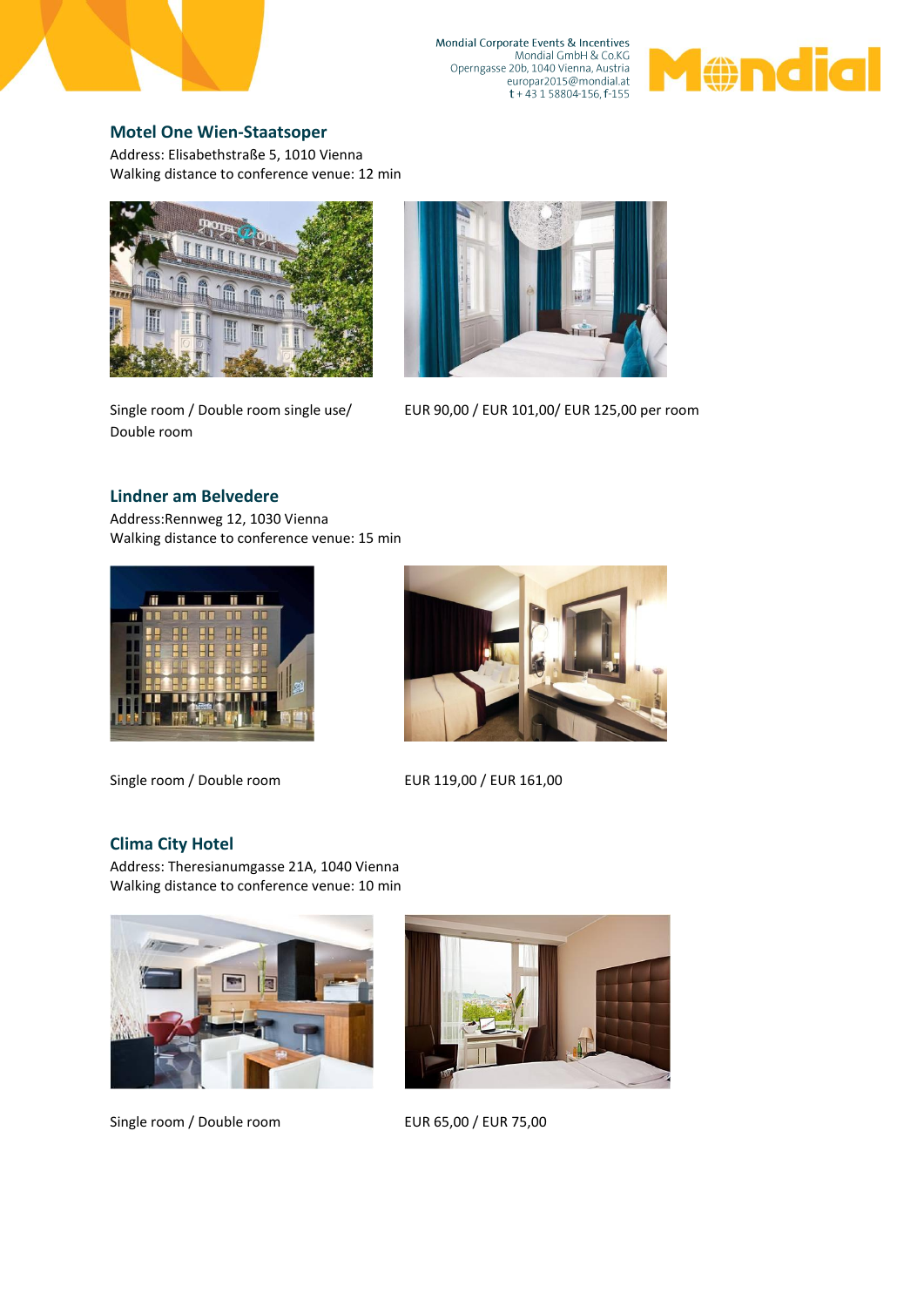## Motel One Wien-Staatsoper

Address: Elisabethstraße 5, 1010 Vienna
Walking distance to conference venue: 12 min

Single room / Double room single use/ Double room

EUR 90,00 / EUR 101,00/ EUR 125,00 per room

## Lindner am Belvedere

Address:Rennweg 12, 1030 Vienna
Walking distance to conference venue: 15 min

Single room / Double room

EUR 119,00 / EUR 161,00

## Clima City Hotel

Address: Theresianumgasse 21A, 1040 Vienna
Walking distance to conference venue: 10 min

Single room / Double room

EUR 65,00 / EUR 75,00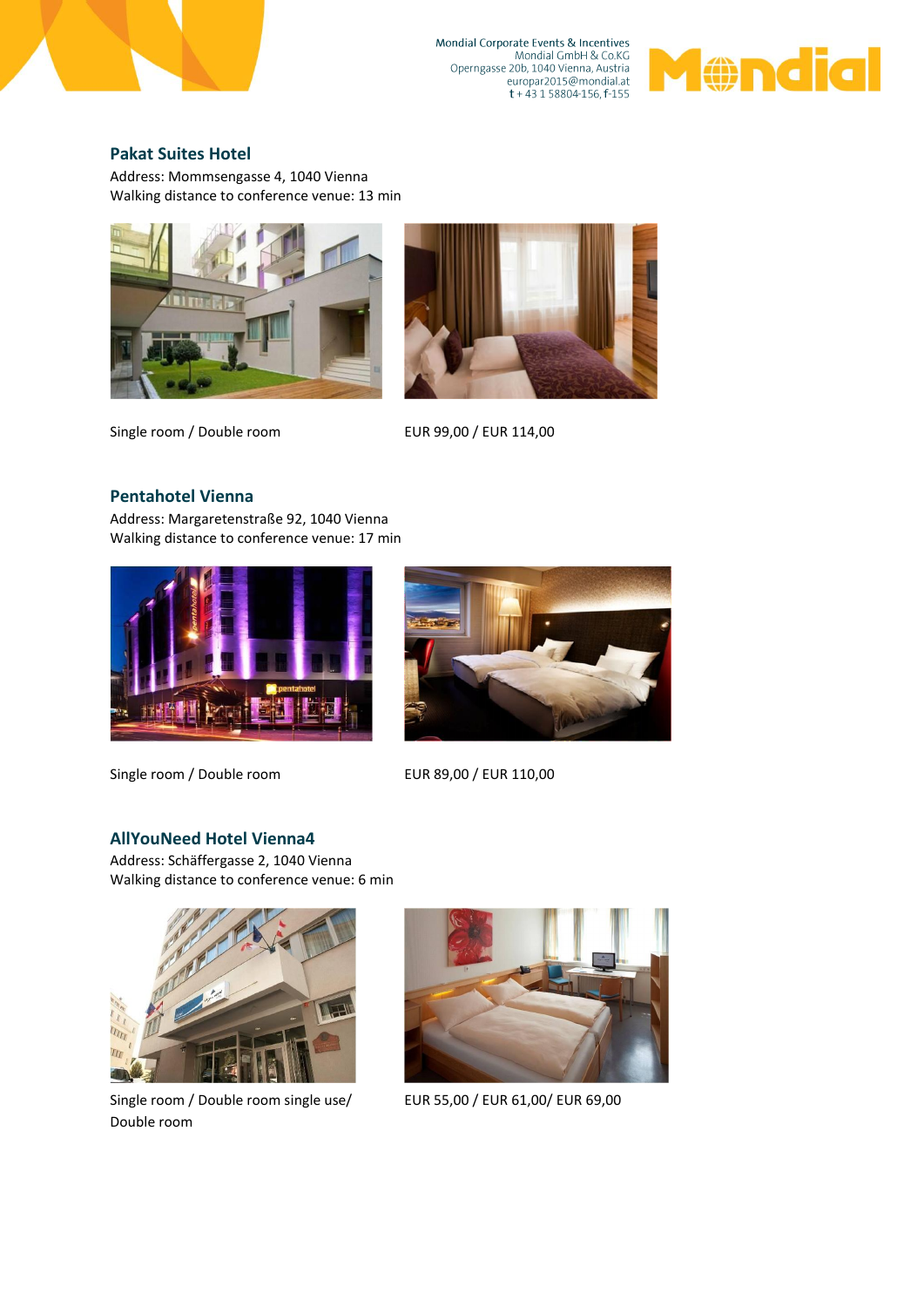### Pakat Suites Hotel

Address: Mommsengasse 4, 1040 Vienna
Walking distance to conference venue: 13 min

Single room / Double room EUR 99,00 / EUR 114,00

### Pentahotel Vienna

Address: Margaretenstraße 92, 1040 Vienna
Walking distance to conference venue: 17 min

Single room / Double room EUR 89,00 / EUR 110,00

### AllYouNeed Hotel Vienna4

Address: Schäffergasse 2, 1040 Vienna
Walking distance to conference venue: 6 min

Single room / Double room single use/ Double room EUR 55,00 / EUR 61,00/ EUR 69,00